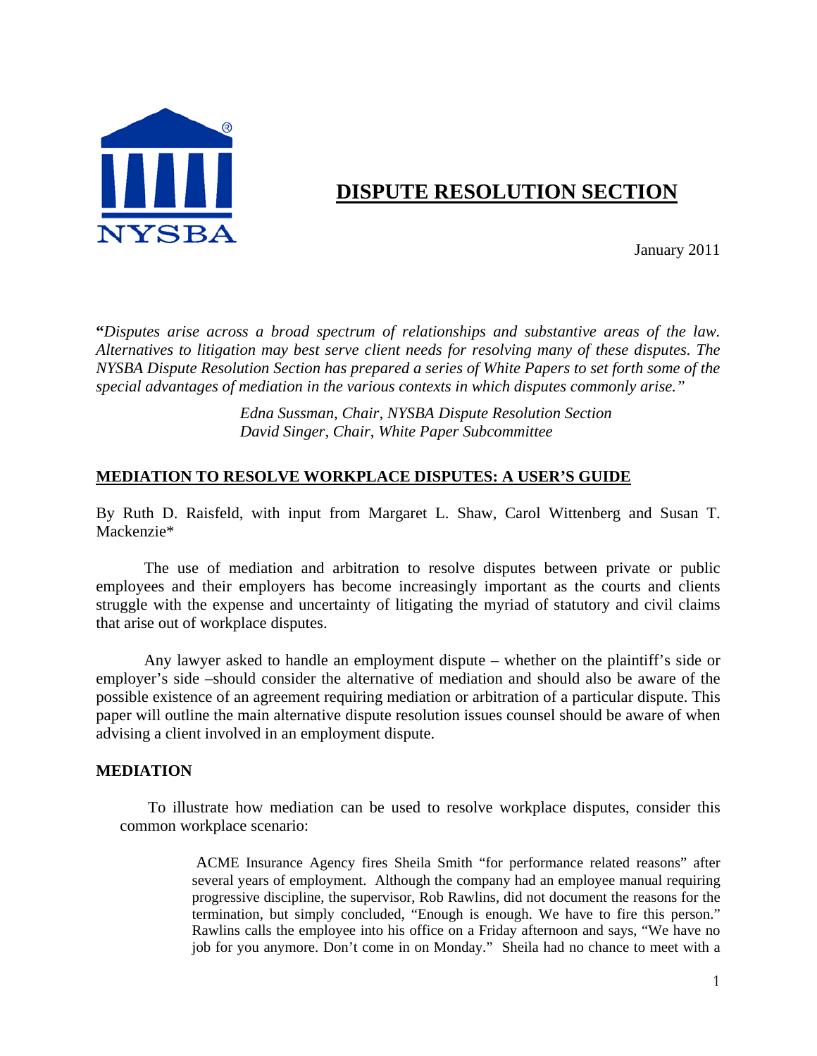NYSBA

# DISPUTE RESOLUTION SECTION

January 2011

*"Disputes arise across a broad spectrum of relationships and substantive areas of the law. Alternatives to litigation may best serve client needs for resolving many of these disputes. The NYSBA Dispute Resolution Section has prepared a series of White Papers to set forth some of the special advantages of mediation in the various contexts in which disputes commonly arise."*

*Edna Sussman, Chair, NYSBA Dispute Resolution Section*
*David Singer, Chair, White Paper Subcommittee*

## MEDIATION TO RESOLVE WORKPLACE DISPUTES: A USER'S GUIDE

By Ruth D. Raisfeld, with input from Margaret L. Shaw, Carol Wittenberg and Susan T. Mackenzie*

The use of mediation and arbitration to resolve disputes between private or public employees and their employers has become increasingly important as the courts and clients struggle with the expense and uncertainty of litigating the myriad of statutory and civil claims that arise out of workplace disputes.

Any lawyer asked to handle an employment dispute – whether on the plaintiff's side or employer's side –should consider the alternative of mediation and should also be aware of the possible existence of an agreement requiring mediation or arbitration of a particular dispute. This paper will outline the main alternative dispute resolution issues counsel should be aware of when advising a client involved in an employment dispute.

### MEDIATION

To illustrate how mediation can be used to resolve workplace disputes, consider this common workplace scenario:

> ACME Insurance Agency fires Sheila Smith "for performance related reasons" after several years of employment. Although the company had an employee manual requiring progressive discipline, the supervisor, Rob Rawlins, did not document the reasons for the termination, but simply concluded, "Enough is enough. We have to fire this person." Rawlins calls the employee into his office on a Friday afternoon and says, "We have no job for you anymore. Don't come in on Monday." Sheila had no chance to meet with a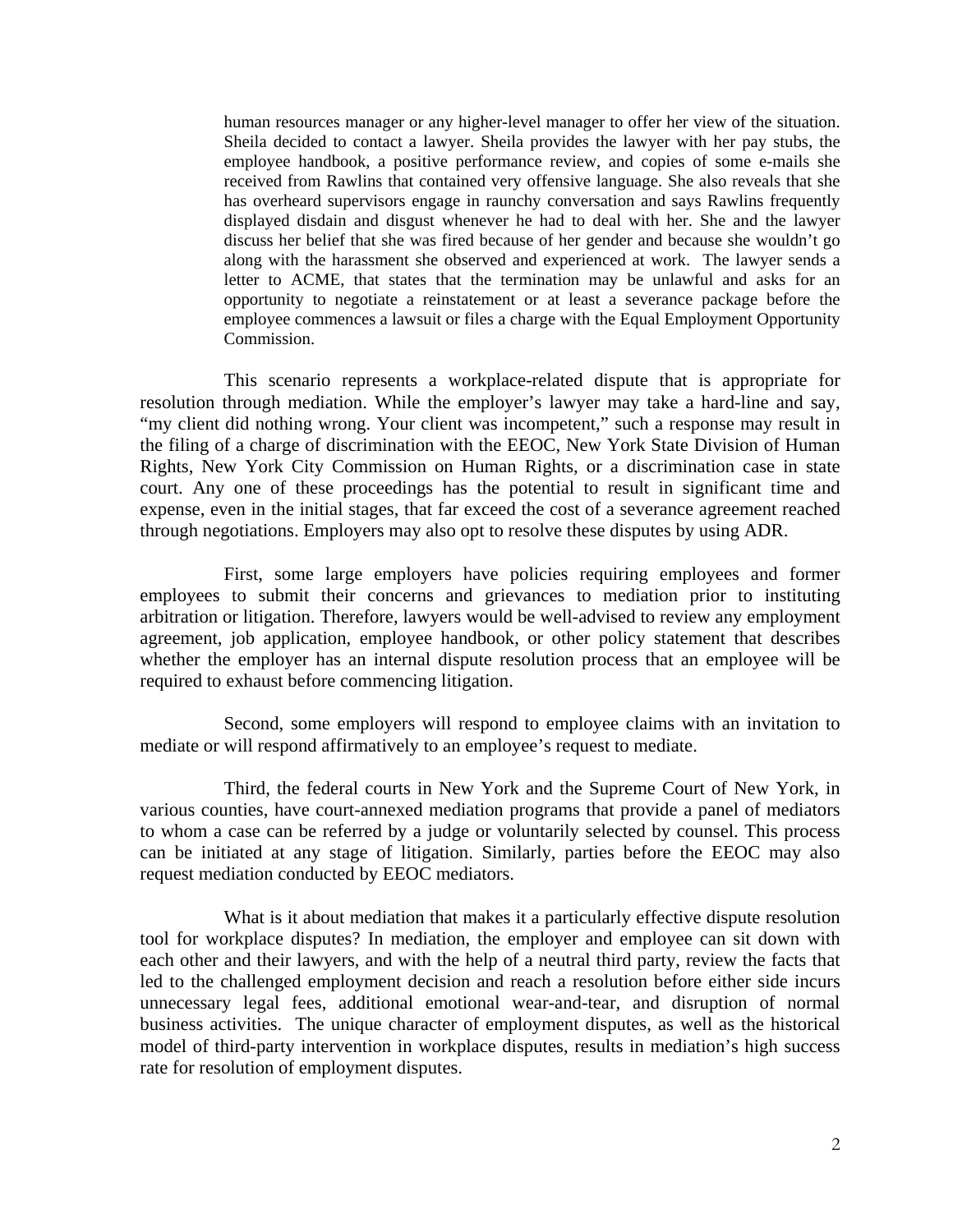> human resources manager or any higher-level manager to offer her view of the situation. Sheila decided to contact a lawyer. Sheila provides the lawyer with her pay stubs, the employee handbook, a positive performance review, and copies of some e-mails she received from Rawlins that contained very offensive language. She also reveals that she has overheard supervisors engage in raunchy conversation and says Rawlins frequently displayed disdain and disgust whenever he had to deal with her. She and the lawyer discuss her belief that she was fired because of her gender and because she wouldn't go along with the harassment she observed and experienced at work. The lawyer sends a letter to ACME, that states that the termination may be unlawful and asks for an opportunity to negotiate a reinstatement or at least a severance package before the employee commences a lawsuit or files a charge with the Equal Employment Opportunity Commission.

This scenario represents a workplace-related dispute that is appropriate for resolution through mediation. While the employer's lawyer may take a hard-line and say, "my client did nothing wrong. Your client was incompetent," such a response may result in the filing of a charge of discrimination with the EEOC, New York State Division of Human Rights, New York City Commission on Human Rights, or a discrimination case in state court. Any one of these proceedings has the potential to result in significant time and expense, even in the initial stages, that far exceed the cost of a severance agreement reached through negotiations. Employers may also opt to resolve these disputes by using ADR.

First, some large employers have policies requiring employees and former employees to submit their concerns and grievances to mediation prior to instituting arbitration or litigation. Therefore, lawyers would be well-advised to review any employment agreement, job application, employee handbook, or other policy statement that describes whether the employer has an internal dispute resolution process that an employee will be required to exhaust before commencing litigation.

Second, some employers will respond to employee claims with an invitation to mediate or will respond affirmatively to an employee's request to mediate.

Third, the federal courts in New York and the Supreme Court of New York, in various counties, have court-annexed mediation programs that provide a panel of mediators to whom a case can be referred by a judge or voluntarily selected by counsel. This process can be initiated at any stage of litigation. Similarly, parties before the EEOC may also request mediation conducted by EEOC mediators.

What is it about mediation that makes it a particularly effective dispute resolution tool for workplace disputes? In mediation, the employer and employee can sit down with each other and their lawyers, and with the help of a neutral third party, review the facts that led to the challenged employment decision and reach a resolution before either side incurs unnecessary legal fees, additional emotional wear-and-tear, and disruption of normal business activities. The unique character of employment disputes, as well as the historical model of third-party intervention in workplace disputes, results in mediation's high success rate for resolution of employment disputes.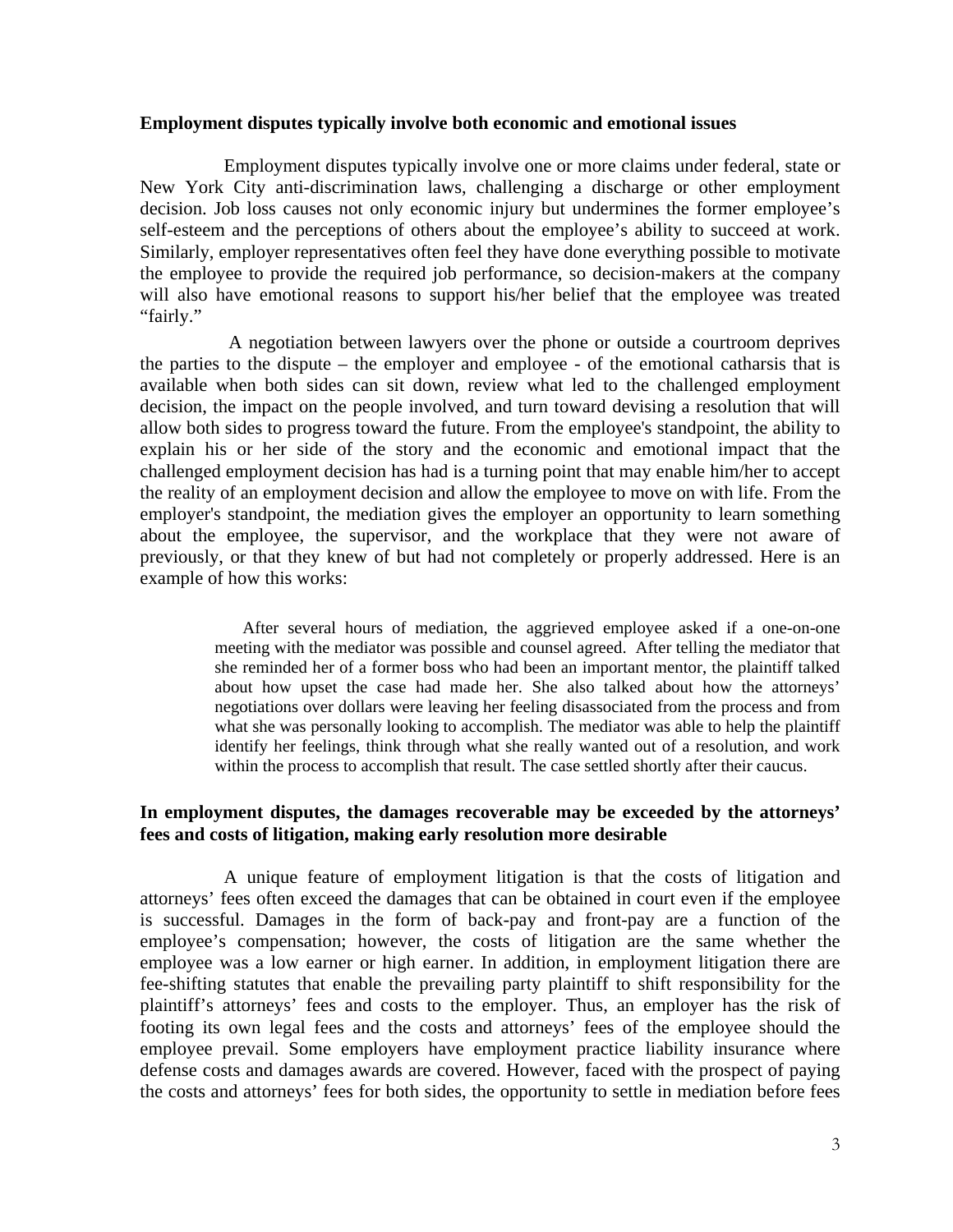**Employment disputes typically involve both economic and emotional issues**

Employment disputes typically involve one or more claims under federal, state or New York City anti-discrimination laws, challenging a discharge or other employment decision. Job loss causes not only economic injury but undermines the former employee's self-esteem and the perceptions of others about the employee's ability to succeed at work. Similarly, employer representatives often feel they have done everything possible to motivate the employee to provide the required job performance, so decision-makers at the company will also have emotional reasons to support his/her belief that the employee was treated "fairly."

A negotiation between lawyers over the phone or outside a courtroom deprives the parties to the dispute – the employer and employee - of the emotional catharsis that is available when both sides can sit down, review what led to the challenged employment decision, the impact on the people involved, and turn toward devising a resolution that will allow both sides to progress toward the future. From the employee's standpoint, the ability to explain his or her side of the story and the economic and emotional impact that the challenged employment decision has had is a turning point that may enable him/her to accept the reality of an employment decision and allow the employee to move on with life. From the employer's standpoint, the mediation gives the employer an opportunity to learn something about the employee, the supervisor, and the workplace that they were not aware of previously, or that they knew of but had not completely or properly addressed. Here is an example of how this works:

> After several hours of mediation, the aggrieved employee asked if a one-on-one meeting with the mediator was possible and counsel agreed. After telling the mediator that she reminded her of a former boss who had been an important mentor, the plaintiff talked about how upset the case had made her. She also talked about how the attorneys' negotiations over dollars were leaving her feeling disassociated from the process and from what she was personally looking to accomplish. The mediator was able to help the plaintiff identify her feelings, think through what she really wanted out of a resolution, and work within the process to accomplish that result. The case settled shortly after their caucus.

**In employment disputes, the damages recoverable may be exceeded by the attorneys' fees and costs of litigation, making early resolution more desirable**

A unique feature of employment litigation is that the costs of litigation and attorneys' fees often exceed the damages that can be obtained in court even if the employee is successful. Damages in the form of back-pay and front-pay are a function of the employee's compensation; however, the costs of litigation are the same whether the employee was a low earner or high earner. In addition, in employment litigation there are fee-shifting statutes that enable the prevailing party plaintiff to shift responsibility for the plaintiff's attorneys' fees and costs to the employer. Thus, an employer has the risk of footing its own legal fees and the costs and attorneys' fees of the employee should the employee prevail. Some employers have employment practice liability insurance where defense costs and damages awards are covered. However, faced with the prospect of paying the costs and attorneys' fees for both sides, the opportunity to settle in mediation before fees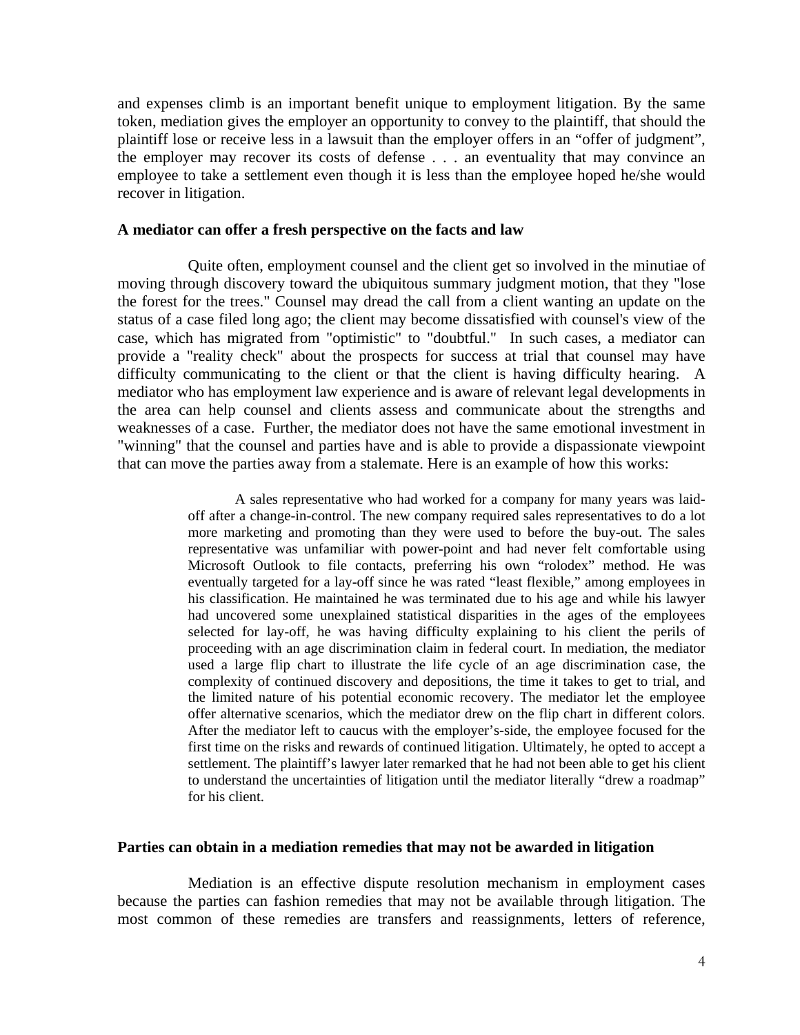and expenses climb is an important benefit unique to employment litigation. By the same token, mediation gives the employer an opportunity to convey to the plaintiff, that should the plaintiff lose or receive less in a lawsuit than the employer offers in an "offer of judgment", the employer may recover its costs of defense . . . an eventuality that may convince an employee to take a settlement even though it is less than the employee hoped he/she would recover in litigation.

**A mediator can offer a fresh perspective on the facts and law**

Quite often, employment counsel and the client get so involved in the minutiae of moving through discovery toward the ubiquitous summary judgment motion, that they "lose the forest for the trees." Counsel may dread the call from a client wanting an update on the status of a case filed long ago; the client may become dissatisfied with counsel's view of the case, which has migrated from "optimistic" to "doubtful." In such cases, a mediator can provide a "reality check" about the prospects for success at trial that counsel may have difficulty communicating to the client or that the client is having difficulty hearing. A mediator who has employment law experience and is aware of relevant legal developments in the area can help counsel and clients assess and communicate about the strengths and weaknesses of a case. Further, the mediator does not have the same emotional investment in "winning" that the counsel and parties have and is able to provide a dispassionate viewpoint that can move the parties away from a stalemate. Here is an example of how this works:

> A sales representative who had worked for a company for many years was laid-off after a change-in-control. The new company required sales representatives to do a lot more marketing and promoting than they were used to before the buy-out. The sales representative was unfamiliar with power-point and had never felt comfortable using Microsoft Outlook to file contacts, preferring his own "rolodex" method. He was eventually targeted for a lay-off since he was rated "least flexible," among employees in his classification. He maintained he was terminated due to his age and while his lawyer had uncovered some unexplained statistical disparities in the ages of the employees selected for lay-off, he was having difficulty explaining to his client the perils of proceeding with an age discrimination claim in federal court. In mediation, the mediator used a large flip chart to illustrate the life cycle of an age discrimination case, the complexity of continued discovery and depositions, the time it takes to get to trial, and the limited nature of his potential economic recovery. The mediator let the employee offer alternative scenarios, which the mediator drew on the flip chart in different colors. After the mediator left to caucus with the employer's-side, the employee focused for the first time on the risks and rewards of continued litigation. Ultimately, he opted to accept a settlement. The plaintiff's lawyer later remarked that he had not been able to get his client to understand the uncertainties of litigation until the mediator literally "drew a roadmap" for his client.

**Parties can obtain in a mediation remedies that may not be awarded in litigation**

Mediation is an effective dispute resolution mechanism in employment cases because the parties can fashion remedies that may not be available through litigation. The most common of these remedies are transfers and reassignments, letters of reference,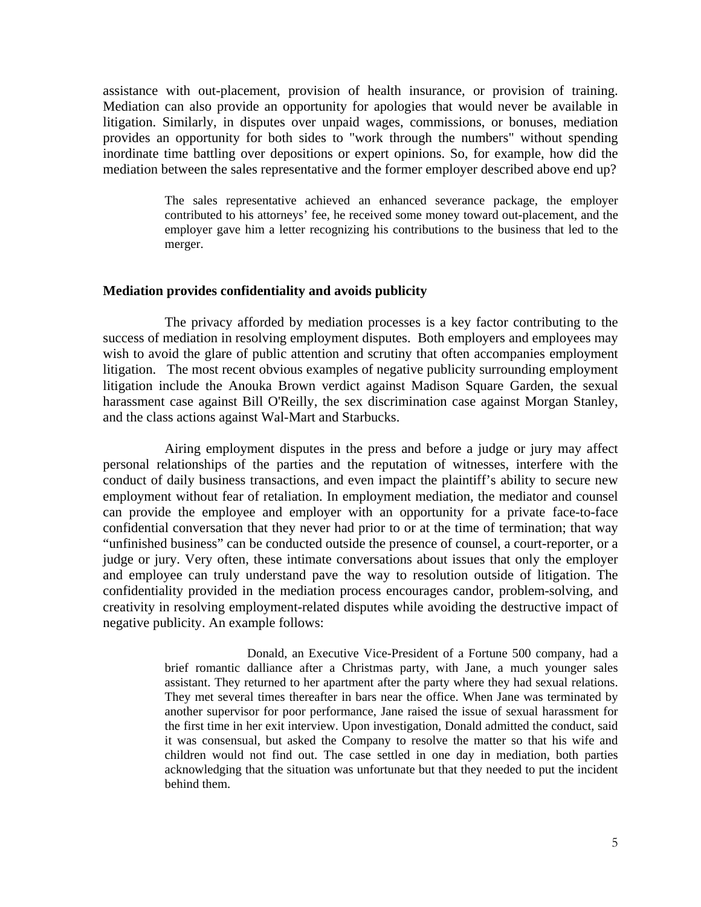assistance with out-placement, provision of health insurance, or provision of training. Mediation can also provide an opportunity for apologies that would never be available in litigation. Similarly, in disputes over unpaid wages, commissions, or bonuses, mediation provides an opportunity for both sides to "work through the numbers" without spending inordinate time battling over depositions or expert opinions. So, for example, how did the mediation between the sales representative and the former employer described above end up?

> The sales representative achieved an enhanced severance package, the employer contributed to his attorneys' fee, he received some money toward out-placement, and the employer gave him a letter recognizing his contributions to the business that led to the merger.

**Mediation provides confidentiality and avoids publicity**

The privacy afforded by mediation processes is a key factor contributing to the success of mediation in resolving employment disputes. Both employers and employees may wish to avoid the glare of public attention and scrutiny that often accompanies employment litigation. The most recent obvious examples of negative publicity surrounding employment litigation include the Anouka Brown verdict against Madison Square Garden, the sexual harassment case against Bill O'Reilly, the sex discrimination case against Morgan Stanley, and the class actions against Wal-Mart and Starbucks.

Airing employment disputes in the press and before a judge or jury may affect personal relationships of the parties and the reputation of witnesses, interfere with the conduct of daily business transactions, and even impact the plaintiff's ability to secure new employment without fear of retaliation. In employment mediation, the mediator and counsel can provide the employee and employer with an opportunity for a private face-to-face confidential conversation that they never had prior to or at the time of termination; that way "unfinished business" can be conducted outside the presence of counsel, a court-reporter, or a judge or jury. Very often, these intimate conversations about issues that only the employer and employee can truly understand pave the way to resolution outside of litigation. The confidentiality provided in the mediation process encourages candor, problem-solving, and creativity in resolving employment-related disputes while avoiding the destructive impact of negative publicity. An example follows:

> Donald, an Executive Vice-President of a Fortune 500 company, had a brief romantic dalliance after a Christmas party, with Jane, a much younger sales assistant. They returned to her apartment after the party where they had sexual relations. They met several times thereafter in bars near the office. When Jane was terminated by another supervisor for poor performance, Jane raised the issue of sexual harassment for the first time in her exit interview. Upon investigation, Donald admitted the conduct, said it was consensual, but asked the Company to resolve the matter so that his wife and children would not find out. The case settled in one day in mediation, both parties acknowledging that the situation was unfortunate but that they needed to put the incident behind them.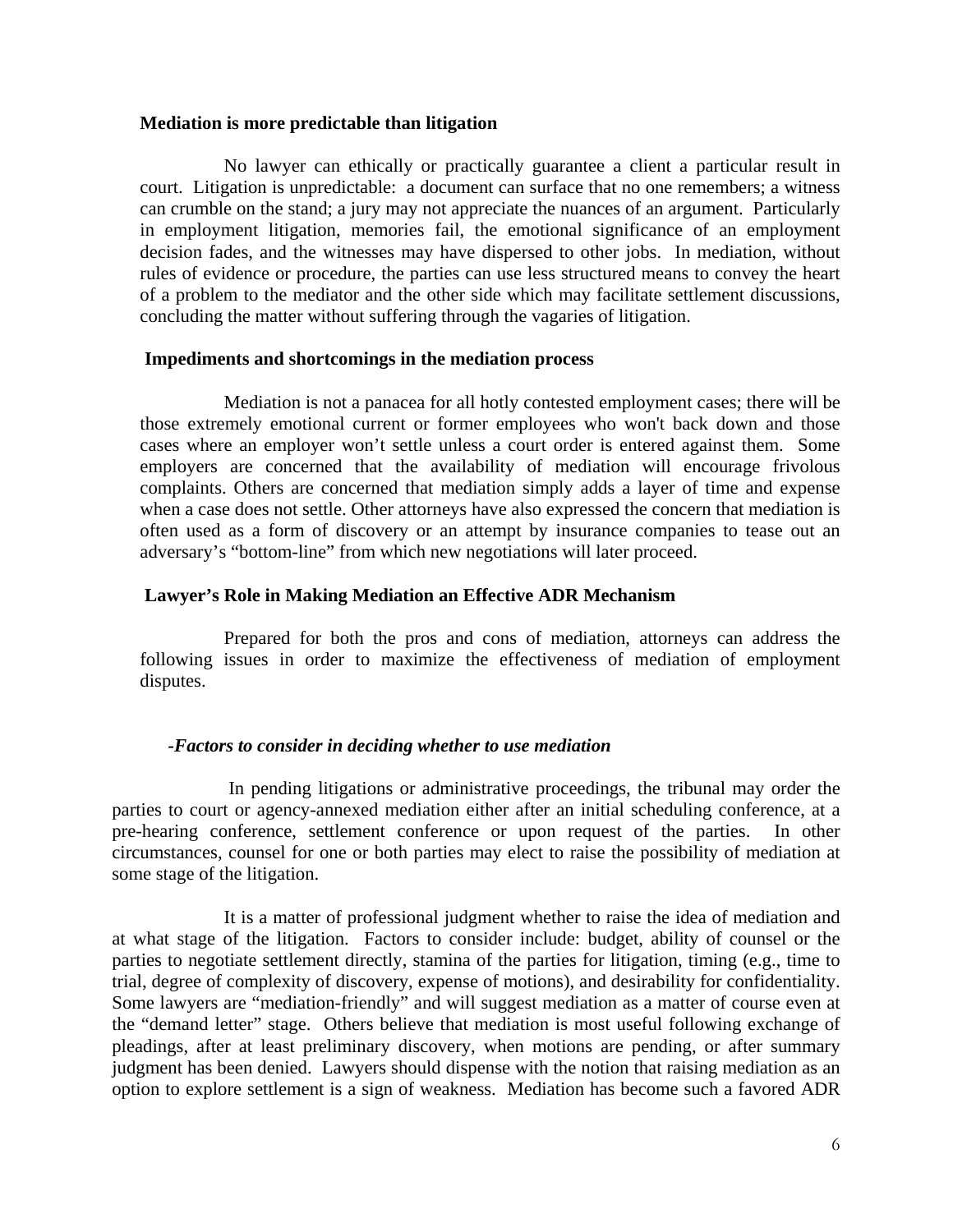**Mediation is more predictable than litigation**

No lawyer can ethically or practically guarantee a client a particular result in court. Litigation is unpredictable: a document can surface that no one remembers; a witness can crumble on the stand; a jury may not appreciate the nuances of an argument. Particularly in employment litigation, memories fail, the emotional significance of an employment decision fades, and the witnesses may have dispersed to other jobs. In mediation, without rules of evidence or procedure, the parties can use less structured means to convey the heart of a problem to the mediator and the other side which may facilitate settlement discussions, concluding the matter without suffering through the vagaries of litigation.

**Impediments and shortcomings in the mediation process**

Mediation is not a panacea for all hotly contested employment cases; there will be those extremely emotional current or former employees who won't back down and those cases where an employer won't settle unless a court order is entered against them. Some employers are concerned that the availability of mediation will encourage frivolous complaints. Others are concerned that mediation simply adds a layer of time and expense when a case does not settle. Other attorneys have also expressed the concern that mediation is often used as a form of discovery or an attempt by insurance companies to tease out an adversary's "bottom-line" from which new negotiations will later proceed.

**Lawyer's Role in Making Mediation an Effective ADR Mechanism**

Prepared for both the pros and cons of mediation, attorneys can address the following issues in order to maximize the effectiveness of mediation of employment disputes.

***-Factors to consider in deciding whether to use mediation***

In pending litigations or administrative proceedings, the tribunal may order the parties to court or agency-annexed mediation either after an initial scheduling conference, at a pre-hearing conference, settlement conference or upon request of the parties. In other circumstances, counsel for one or both parties may elect to raise the possibility of mediation at some stage of the litigation.

It is a matter of professional judgment whether to raise the idea of mediation and at what stage of the litigation. Factors to consider include: budget, ability of counsel or the parties to negotiate settlement directly, stamina of the parties for litigation, timing (e.g., time to trial, degree of complexity of discovery, expense of motions), and desirability for confidentiality. Some lawyers are "mediation-friendly" and will suggest mediation as a matter of course even at the "demand letter" stage. Others believe that mediation is most useful following exchange of pleadings, after at least preliminary discovery, when motions are pending, or after summary judgment has been denied. Lawyers should dispense with the notion that raising mediation as an option to explore settlement is a sign of weakness. Mediation has become such a favored ADR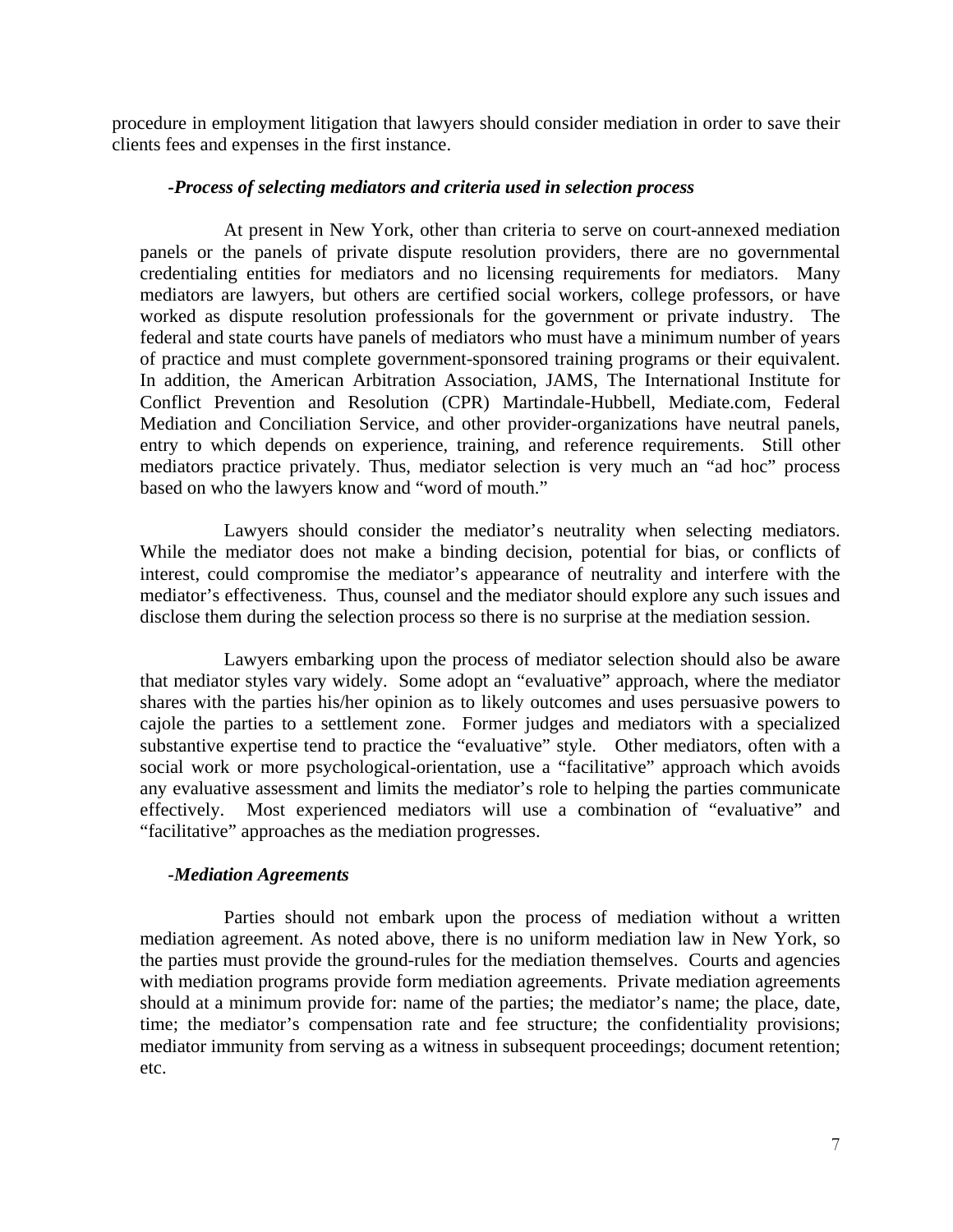procedure in employment litigation that lawyers should consider mediation in order to save their clients fees and expenses in the first instance.

### *-Process of selecting mediators and criteria used in selection process*

At present in New York, other than criteria to serve on court-annexed mediation panels or the panels of private dispute resolution providers, there are no governmental credentialing entities for mediators and no licensing requirements for mediators. Many mediators are lawyers, but others are certified social workers, college professors, or have worked as dispute resolution professionals for the government or private industry. The federal and state courts have panels of mediators who must have a minimum number of years of practice and must complete government-sponsored training programs or their equivalent. In addition, the American Arbitration Association, JAMS, The International Institute for Conflict Prevention and Resolution (CPR) Martindale-Hubbell, Mediate.com, Federal Mediation and Conciliation Service, and other provider-organizations have neutral panels, entry to which depends on experience, training, and reference requirements. Still other mediators practice privately. Thus, mediator selection is very much an "ad hoc" process based on who the lawyers know and "word of mouth."

Lawyers should consider the mediator's neutrality when selecting mediators. While the mediator does not make a binding decision, potential for bias, or conflicts of interest, could compromise the mediator's appearance of neutrality and interfere with the mediator's effectiveness. Thus, counsel and the mediator should explore any such issues and disclose them during the selection process so there is no surprise at the mediation session.

Lawyers embarking upon the process of mediator selection should also be aware that mediator styles vary widely. Some adopt an "evaluative" approach, where the mediator shares with the parties his/her opinion as to likely outcomes and uses persuasive powers to cajole the parties to a settlement zone. Former judges and mediators with a specialized substantive expertise tend to practice the "evaluative" style. Other mediators, often with a social work or more psychological-orientation, use a "facilitative" approach which avoids any evaluative assessment and limits the mediator's role to helping the parties communicate effectively. Most experienced mediators will use a combination of "evaluative" and "facilitative" approaches as the mediation progresses.

### *-Mediation Agreements*

Parties should not embark upon the process of mediation without a written mediation agreement. As noted above, there is no uniform mediation law in New York, so the parties must provide the ground-rules for the mediation themselves. Courts and agencies with mediation programs provide form mediation agreements. Private mediation agreements should at a minimum provide for: name of the parties; the mediator's name; the place, date, time; the mediator's compensation rate and fee structure; the confidentiality provisions; mediator immunity from serving as a witness in subsequent proceedings; document retention; etc.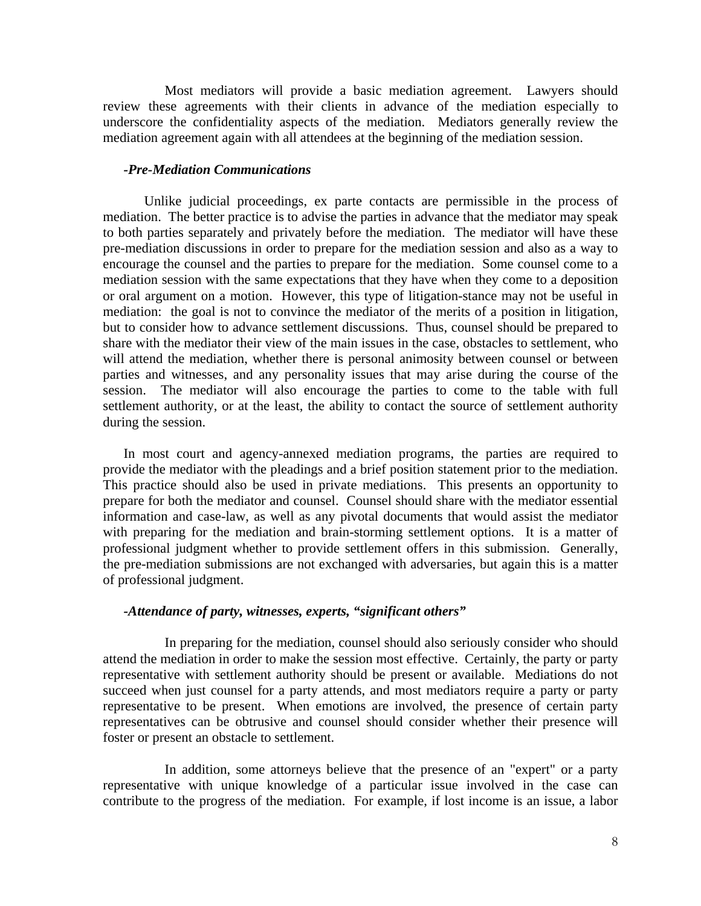Most mediators will provide a basic mediation agreement. Lawyers should review these agreements with their clients in advance of the mediation especially to underscore the confidentiality aspects of the mediation. Mediators generally review the mediation agreement again with all attendees at the beginning of the mediation session.

***-Pre-Mediation Communications***

Unlike judicial proceedings, ex parte contacts are permissible in the process of mediation. The better practice is to advise the parties in advance that the mediator may speak to both parties separately and privately before the mediation. The mediator will have these pre-mediation discussions in order to prepare for the mediation session and also as a way to encourage the counsel and the parties to prepare for the mediation. Some counsel come to a mediation session with the same expectations that they have when they come to a deposition or oral argument on a motion. However, this type of litigation-stance may not be useful in mediation: the goal is not to convince the mediator of the merits of a position in litigation, but to consider how to advance settlement discussions. Thus, counsel should be prepared to share with the mediator their view of the main issues in the case, obstacles to settlement, who will attend the mediation, whether there is personal animosity between counsel or between parties and witnesses, and any personality issues that may arise during the course of the session. The mediator will also encourage the parties to come to the table with full settlement authority, or at the least, the ability to contact the source of settlement authority during the session.

In most court and agency-annexed mediation programs, the parties are required to provide the mediator with the pleadings and a brief position statement prior to the mediation. This practice should also be used in private mediations. This presents an opportunity to prepare for both the mediator and counsel. Counsel should share with the mediator essential information and case-law, as well as any pivotal documents that would assist the mediator with preparing for the mediation and brain-storming settlement options. It is a matter of professional judgment whether to provide settlement offers in this submission. Generally, the pre-mediation submissions are not exchanged with adversaries, but again this is a matter of professional judgment.

***-Attendance of party, witnesses, experts, "significant others"***

In preparing for the mediation, counsel should also seriously consider who should attend the mediation in order to make the session most effective. Certainly, the party or party representative with settlement authority should be present or available. Mediations do not succeed when just counsel for a party attends, and most mediators require a party or party representative to be present. When emotions are involved, the presence of certain party representatives can be obtrusive and counsel should consider whether their presence will foster or present an obstacle to settlement.

In addition, some attorneys believe that the presence of an "expert" or a party representative with unique knowledge of a particular issue involved in the case can contribute to the progress of the mediation. For example, if lost income is an issue, a labor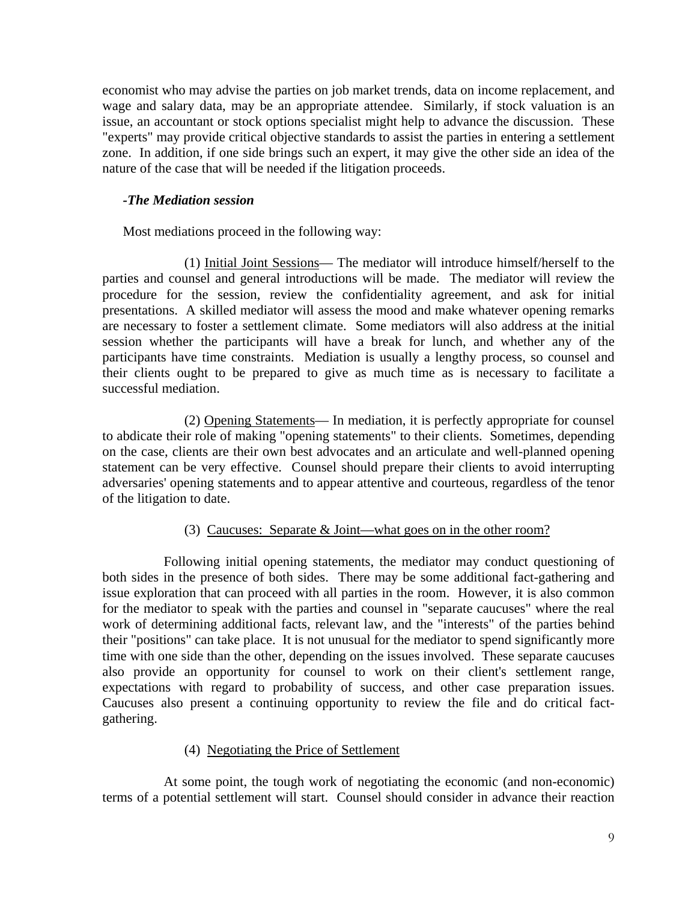economist who may advise the parties on job market trends, data on income replacement, and wage and salary data, may be an appropriate attendee. Similarly, if stock valuation is an issue, an accountant or stock options specialist might help to advance the discussion. These "experts" may provide critical objective standards to assist the parties in entering a settlement zone. In addition, if one side brings such an expert, it may give the other side an idea of the nature of the case that will be needed if the litigation proceeds.

***-The Mediation session***

Most mediations proceed in the following way:

(1) Initial Joint Sessions— The mediator will introduce himself/herself to the parties and counsel and general introductions will be made. The mediator will review the procedure for the session, review the confidentiality agreement, and ask for initial presentations. A skilled mediator will assess the mood and make whatever opening remarks are necessary to foster a settlement climate. Some mediators will also address at the initial session whether the participants will have a break for lunch, and whether any of the participants have time constraints. Mediation is usually a lengthy process, so counsel and their clients ought to be prepared to give as much time as is necessary to facilitate a successful mediation.

(2) Opening Statements— In mediation, it is perfectly appropriate for counsel to abdicate their role of making "opening statements" to their clients. Sometimes, depending on the case, clients are their own best advocates and an articulate and well-planned opening statement can be very effective. Counsel should prepare their clients to avoid interrupting adversaries' opening statements and to appear attentive and courteous, regardless of the tenor of the litigation to date.

(3) Caucuses: Separate & Joint—what goes on in the other room?

Following initial opening statements, the mediator may conduct questioning of both sides in the presence of both sides. There may be some additional fact-gathering and issue exploration that can proceed with all parties in the room. However, it is also common for the mediator to speak with the parties and counsel in "separate caucuses" where the real work of determining additional facts, relevant law, and the "interests" of the parties behind their "positions" can take place. It is not unusual for the mediator to spend significantly more time with one side than the other, depending on the issues involved. These separate caucuses also provide an opportunity for counsel to work on their client's settlement range, expectations with regard to probability of success, and other case preparation issues. Caucuses also present a continuing opportunity to review the file and do critical fact-gathering.

(4) Negotiating the Price of Settlement

At some point, the tough work of negotiating the economic (and non-economic) terms of a potential settlement will start. Counsel should consider in advance their reaction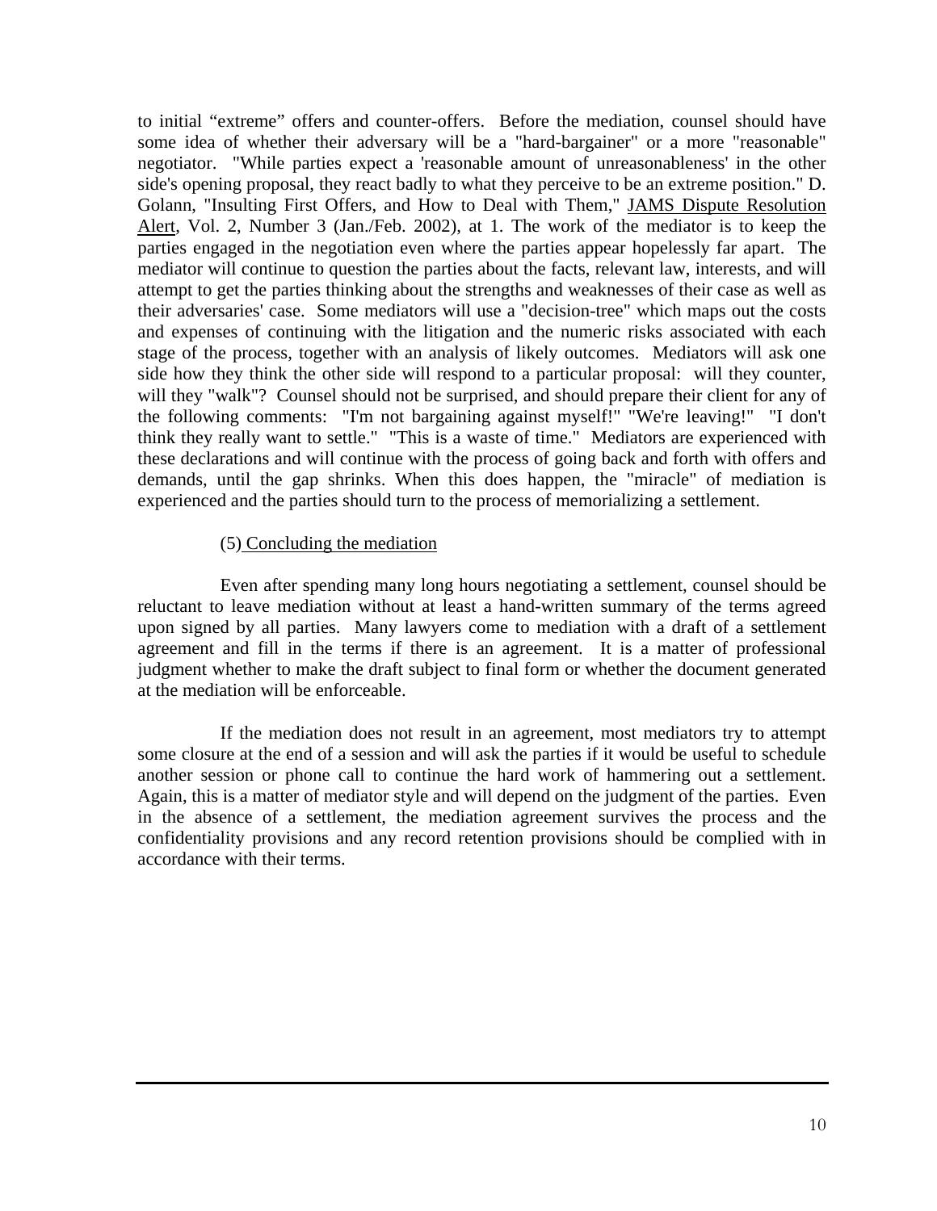to initial "extreme" offers and counter-offers. Before the mediation, counsel should have some idea of whether their adversary will be a "hard-bargainer" or a more "reasonable" negotiator. "While parties expect a 'reasonable amount of unreasonableness' in the other side's opening proposal, they react badly to what they perceive to be an extreme position." D. Golann, "Insulting First Offers, and How to Deal with Them," JAMS Dispute Resolution Alert, Vol. 2, Number 3 (Jan./Feb. 2002), at 1. The work of the mediator is to keep the parties engaged in the negotiation even where the parties appear hopelessly far apart. The mediator will continue to question the parties about the facts, relevant law, interests, and will attempt to get the parties thinking about the strengths and weaknesses of their case as well as their adversaries' case. Some mediators will use a "decision-tree" which maps out the costs and expenses of continuing with the litigation and the numeric risks associated with each stage of the process, together with an analysis of likely outcomes. Mediators will ask one side how they think the other side will respond to a particular proposal: will they counter, will they "walk"? Counsel should not be surprised, and should prepare their client for any of the following comments: "I'm not bargaining against myself!" "We're leaving!" "I don't think they really want to settle." "This is a waste of time." Mediators are experienced with these declarations and will continue with the process of going back and forth with offers and demands, until the gap shrinks. When this does happen, the "miracle" of mediation is experienced and the parties should turn to the process of memorializing a settlement.

(5) Concluding the mediation

Even after spending many long hours negotiating a settlement, counsel should be reluctant to leave mediation without at least a hand-written summary of the terms agreed upon signed by all parties. Many lawyers come to mediation with a draft of a settlement agreement and fill in the terms if there is an agreement. It is a matter of professional judgment whether to make the draft subject to final form or whether the document generated at the mediation will be enforceable.

If the mediation does not result in an agreement, most mediators try to attempt some closure at the end of a session and will ask the parties if it would be useful to schedule another session or phone call to continue the hard work of hammering out a settlement. Again, this is a matter of mediator style and will depend on the judgment of the parties. Even in the absence of a settlement, the mediation agreement survives the process and the confidentiality provisions and any record retention provisions should be complied with in accordance with their terms.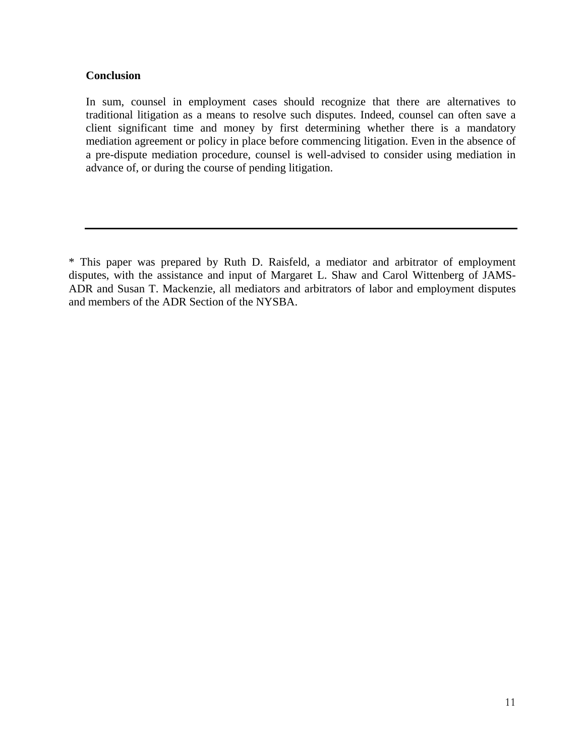**Conclusion**

In sum, counsel in employment cases should recognize that there are alternatives to traditional litigation as a means to resolve such disputes. Indeed, counsel can often save a client significant time and money by first determining whether there is a mandatory mediation agreement or policy in place before commencing litigation. Even in the absence of a pre-dispute mediation procedure, counsel is well-advised to consider using mediation in advance of, or during the course of pending litigation.

---

* This paper was prepared by Ruth D. Raisfeld, a mediator and arbitrator of employment disputes, with the assistance and input of Margaret L. Shaw and Carol Wittenberg of JAMS-ADR and Susan T. Mackenzie, all mediators and arbitrators of labor and employment disputes and members of the ADR Section of the NYSBA.